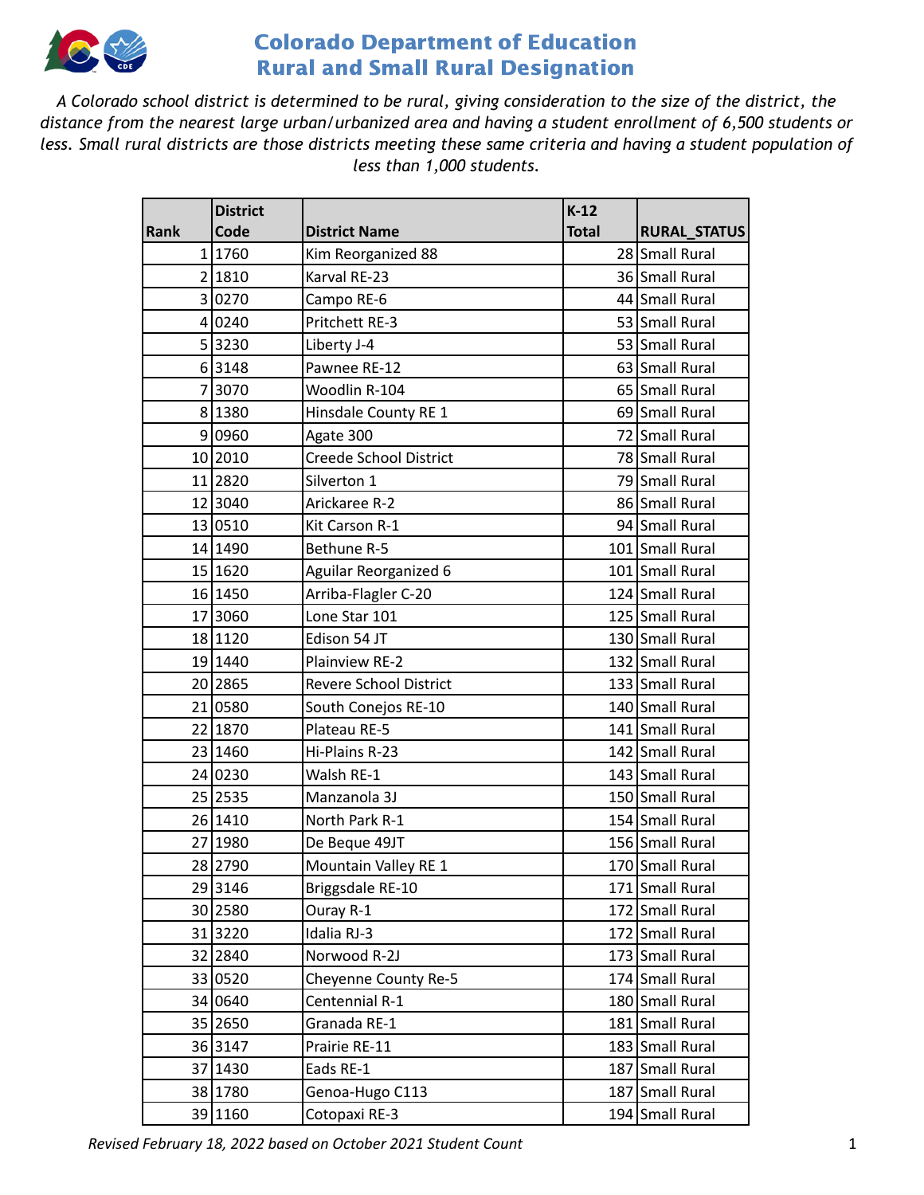# Colorado Department of Education
# Rural and Small Rural Designation

*A Colorado school district is determined to be rural, giving consideration to the size of the district, the distance from the nearest large urban/urbanized area and having a student enrollment of 6,500 students or less. Small rural districts are those districts meeting these same criteria and having a student population of less than 1,000 students.*

| Rank | District Code | District Name | K-12 Total | RURAL_STATUS |
|---|---|---|---|---|
| 1 | 1760 | Kim Reorganized 88 | 28 | Small Rural |
| 2 | 1810 | Karval RE-23 | 36 | Small Rural |
| 3 | 0270 | Campo RE-6 | 44 | Small Rural |
| 4 | 0240 | Pritchett RE-3 | 53 | Small Rural |
| 5 | 3230 | Liberty J-4 | 53 | Small Rural |
| 6 | 3148 | Pawnee RE-12 | 63 | Small Rural |
| 7 | 3070 | Woodlin R-104 | 65 | Small Rural |
| 8 | 1380 | Hinsdale County RE 1 | 69 | Small Rural |
| 9 | 0960 | Agate 300 | 72 | Small Rural |
| 10 | 2010 | Creede School District | 78 | Small Rural |
| 11 | 2820 | Silverton 1 | 79 | Small Rural |
| 12 | 3040 | Arickaree R-2 | 86 | Small Rural |
| 13 | 0510 | Kit Carson R-1 | 94 | Small Rural |
| 14 | 1490 | Bethune R-5 | 101 | Small Rural |
| 15 | 1620 | Aguilar Reorganized 6 | 101 | Small Rural |
| 16 | 1450 | Arriba-Flagler C-20 | 124 | Small Rural |
| 17 | 3060 | Lone Star 101 | 125 | Small Rural |
| 18 | 1120 | Edison 54 JT | 130 | Small Rural |
| 19 | 1440 | Plainview RE-2 | 132 | Small Rural |
| 20 | 2865 | Revere School District | 133 | Small Rural |
| 21 | 0580 | South Conejos RE-10 | 140 | Small Rural |
| 22 | 1870 | Plateau RE-5 | 141 | Small Rural |
| 23 | 1460 | Hi-Plains R-23 | 142 | Small Rural |
| 24 | 0230 | Walsh RE-1 | 143 | Small Rural |
| 25 | 2535 | Manzanola 3J | 150 | Small Rural |
| 26 | 1410 | North Park R-1 | 154 | Small Rural |
| 27 | 1980 | De Beque 49JT | 156 | Small Rural |
| 28 | 2790 | Mountain Valley RE 1 | 170 | Small Rural |
| 29 | 3146 | Briggsdale RE-10 | 171 | Small Rural |
| 30 | 2580 | Ouray R-1 | 172 | Small Rural |
| 31 | 3220 | Idalia RJ-3 | 172 | Small Rural |
| 32 | 2840 | Norwood R-2J | 173 | Small Rural |
| 33 | 0520 | Cheyenne County Re-5 | 174 | Small Rural |
| 34 | 0640 | Centennial R-1 | 180 | Small Rural |
| 35 | 2650 | Granada RE-1 | 181 | Small Rural |
| 36 | 3147 | Prairie RE-11 | 183 | Small Rural |
| 37 | 1430 | Eads RE-1 | 187 | Small Rural |
| 38 | 1780 | Genoa-Hugo C113 | 187 | Small Rural |
| 39 | 1160 | Cotopaxi RE-3 | 194 | Small Rural |

*Revised February 18, 2022 based on October 2021 Student Count*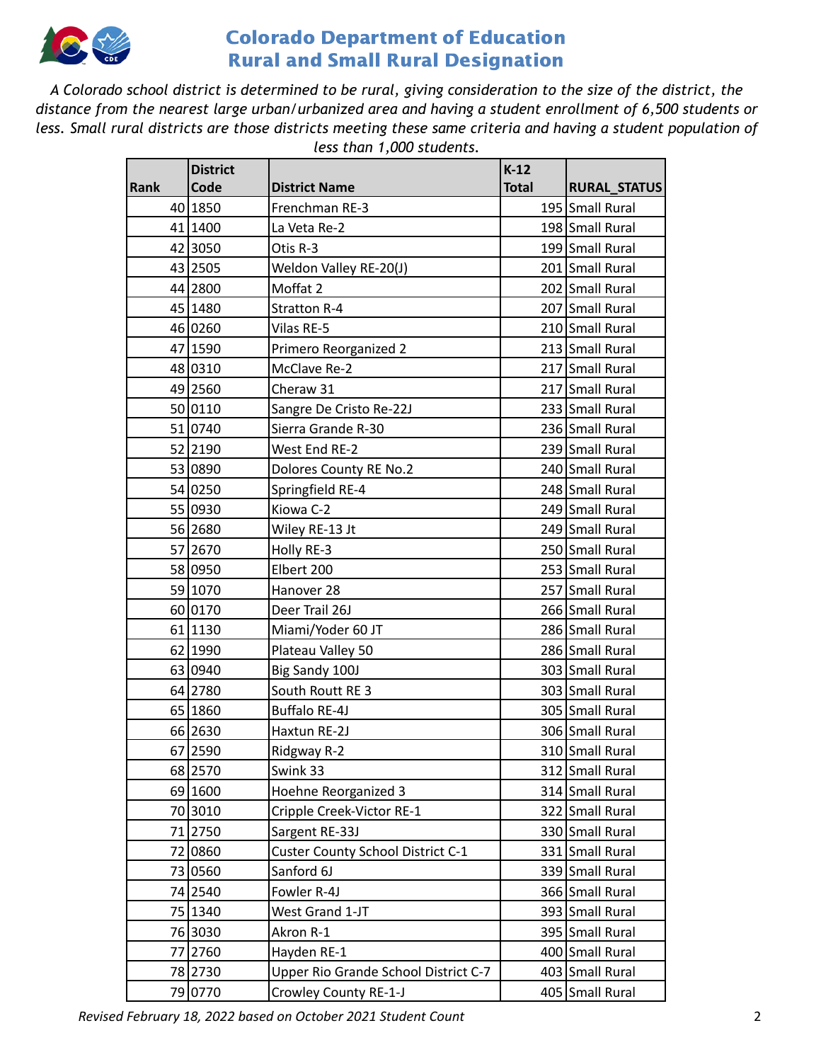# Colorado Department of Education
## Rural and Small Rural Designation

*A Colorado school district is determined to be rural, giving consideration to the size of the district, the distance from the nearest large urban/urbanized area and having a student enrollment of 6,500 students or less. Small rural districts are those districts meeting these same criteria and having a student population of less than 1,000 students.*

| Rank | District Code | District Name | K-12 Total | RURAL_STATUS |
|---|---|---|---|---|
| 40 | 1850 | Frenchman RE-3 | 195 | Small Rural |
| 41 | 1400 | La Veta Re-2 | 198 | Small Rural |
| 42 | 3050 | Otis R-3 | 199 | Small Rural |
| 43 | 2505 | Weldon Valley RE-20(J) | 201 | Small Rural |
| 44 | 2800 | Moffat 2 | 202 | Small Rural |
| 45 | 1480 | Stratton R-4 | 207 | Small Rural |
| 46 | 0260 | Vilas RE-5 | 210 | Small Rural |
| 47 | 1590 | Primero Reorganized 2 | 213 | Small Rural |
| 48 | 0310 | McClave Re-2 | 217 | Small Rural |
| 49 | 2560 | Cheraw 31 | 217 | Small Rural |
| 50 | 0110 | Sangre De Cristo Re-22J | 233 | Small Rural |
| 51 | 0740 | Sierra Grande R-30 | 236 | Small Rural |
| 52 | 2190 | West End RE-2 | 239 | Small Rural |
| 53 | 0890 | Dolores County RE No.2 | 240 | Small Rural |
| 54 | 0250 | Springfield RE-4 | 248 | Small Rural |
| 55 | 0930 | Kiowa C-2 | 249 | Small Rural |
| 56 | 2680 | Wiley RE-13 Jt | 249 | Small Rural |
| 57 | 2670 | Holly RE-3 | 250 | Small Rural |
| 58 | 0950 | Elbert 200 | 253 | Small Rural |
| 59 | 1070 | Hanover 28 | 257 | Small Rural |
| 60 | 0170 | Deer Trail 26J | 266 | Small Rural |
| 61 | 1130 | Miami/Yoder 60 JT | 286 | Small Rural |
| 62 | 1990 | Plateau Valley 50 | 286 | Small Rural |
| 63 | 0940 | Big Sandy 100J | 303 | Small Rural |
| 64 | 2780 | South Routt RE 3 | 303 | Small Rural |
| 65 | 1860 | Buffalo RE-4J | 305 | Small Rural |
| 66 | 2630 | Haxtun RE-2J | 306 | Small Rural |
| 67 | 2590 | Ridgway R-2 | 310 | Small Rural |
| 68 | 2570 | Swink 33 | 312 | Small Rural |
| 69 | 1600 | Hoehne Reorganized 3 | 314 | Small Rural |
| 70 | 3010 | Cripple Creek-Victor RE-1 | 322 | Small Rural |
| 71 | 2750 | Sargent RE-33J | 330 | Small Rural |
| 72 | 0860 | Custer County School District C-1 | 331 | Small Rural |
| 73 | 0560 | Sanford 6J | 339 | Small Rural |
| 74 | 2540 | Fowler R-4J | 366 | Small Rural |
| 75 | 1340 | West Grand 1-JT | 393 | Small Rural |
| 76 | 3030 | Akron R-1 | 395 | Small Rural |
| 77 | 2760 | Hayden RE-1 | 400 | Small Rural |
| 78 | 2730 | Upper Rio Grande School District C-7 | 403 | Small Rural |
| 79 | 0770 | Crowley County RE-1-J | 405 | Small Rural |

*Revised February 18, 2022 based on October 2021 Student Count*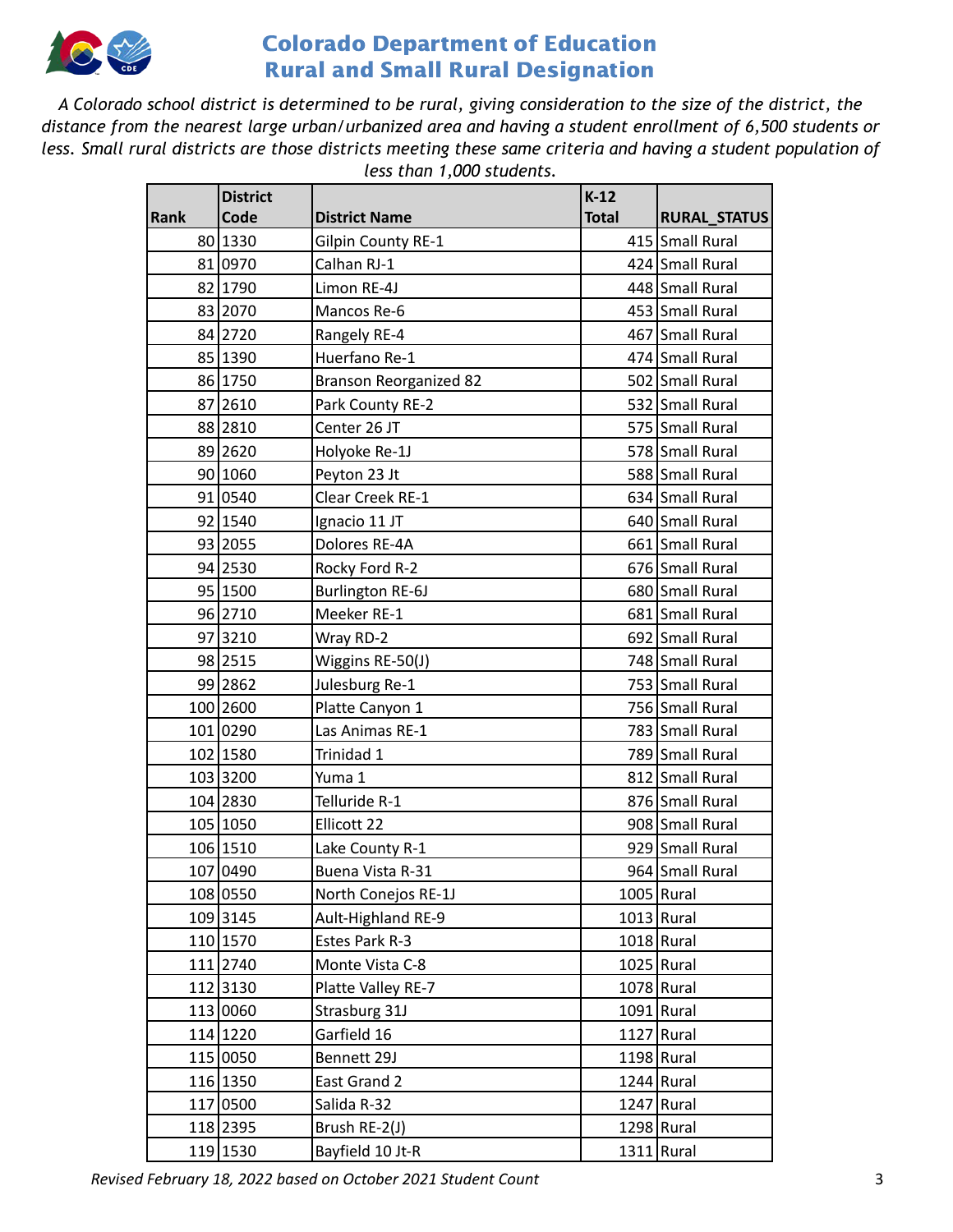# Colorado Department of Education
# Rural and Small Rural Designation

*A Colorado school district is determined to be rural, giving consideration to the size of the district, the distance from the nearest large urban/urbanized area and having a student enrollment of 6,500 students or less. Small rural districts are those districts meeting these same criteria and having a student population of less than 1,000 students.*

| Rank | District Code | District Name | K-12 Total | RURAL_STATUS |
|---|---|---|---|---|
| 80 | 1330 | Gilpin County RE-1 | 415 | Small Rural |
| 81 | 0970 | Calhan RJ-1 | 424 | Small Rural |
| 82 | 1790 | Limon RE-4J | 448 | Small Rural |
| 83 | 2070 | Mancos Re-6 | 453 | Small Rural |
| 84 | 2720 | Rangely RE-4 | 467 | Small Rural |
| 85 | 1390 | Huerfano Re-1 | 474 | Small Rural |
| 86 | 1750 | Branson Reorganized 82 | 502 | Small Rural |
| 87 | 2610 | Park County RE-2 | 532 | Small Rural |
| 88 | 2810 | Center 26 JT | 575 | Small Rural |
| 89 | 2620 | Holyoke Re-1J | 578 | Small Rural |
| 90 | 1060 | Peyton 23 Jt | 588 | Small Rural |
| 91 | 0540 | Clear Creek RE-1 | 634 | Small Rural |
| 92 | 1540 | Ignacio 11 JT | 640 | Small Rural |
| 93 | 2055 | Dolores RE-4A | 661 | Small Rural |
| 94 | 2530 | Rocky Ford R-2 | 676 | Small Rural |
| 95 | 1500 | Burlington RE-6J | 680 | Small Rural |
| 96 | 2710 | Meeker RE-1 | 681 | Small Rural |
| 97 | 3210 | Wray RD-2 | 692 | Small Rural |
| 98 | 2515 | Wiggins RE-50(J) | 748 | Small Rural |
| 99 | 2862 | Julesburg Re-1 | 753 | Small Rural |
| 100 | 2600 | Platte Canyon 1 | 756 | Small Rural |
| 101 | 0290 | Las Animas RE-1 | 783 | Small Rural |
| 102 | 1580 | Trinidad 1 | 789 | Small Rural |
| 103 | 3200 | Yuma 1 | 812 | Small Rural |
| 104 | 2830 | Telluride R-1 | 876 | Small Rural |
| 105 | 1050 | Ellicott 22 | 908 | Small Rural |
| 106 | 1510 | Lake County R-1 | 929 | Small Rural |
| 107 | 0490 | Buena Vista R-31 | 964 | Small Rural |
| 108 | 0550 | North Conejos RE-1J | 1005 | Rural |
| 109 | 3145 | Ault-Highland RE-9 | 1013 | Rural |
| 110 | 1570 | Estes Park R-3 | 1018 | Rural |
| 111 | 2740 | Monte Vista C-8 | 1025 | Rural |
| 112 | 3130 | Platte Valley RE-7 | 1078 | Rural |
| 113 | 0060 | Strasburg 31J | 1091 | Rural |
| 114 | 1220 | Garfield 16 | 1127 | Rural |
| 115 | 0050 | Bennett 29J | 1198 | Rural |
| 116 | 1350 | East Grand 2 | 1244 | Rural |
| 117 | 0500 | Salida R-32 | 1247 | Rural |
| 118 | 2395 | Brush RE-2(J) | 1298 | Rural |
| 119 | 1530 | Bayfield 10 Jt-R | 1311 | Rural |

*Revised February 18, 2022 based on October 2021 Student Count*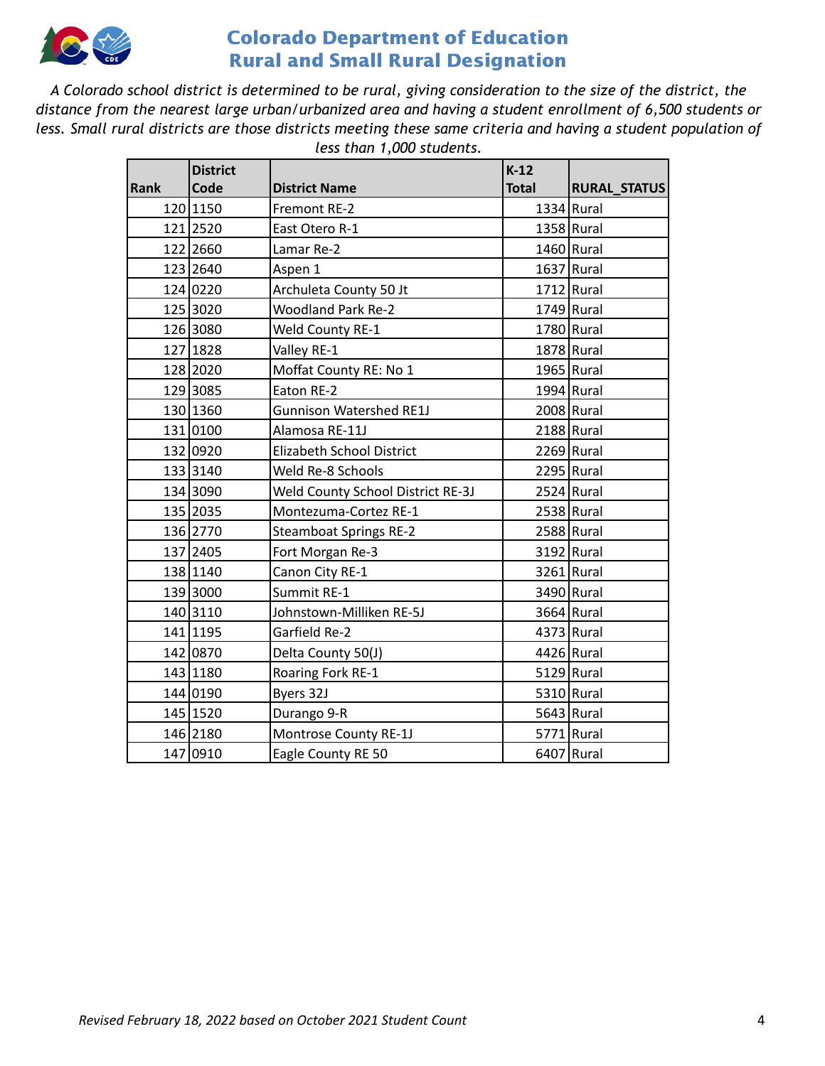# Colorado Department of Education
# Rural and Small Rural Designation

*A Colorado school district is determined to be rural, giving consideration to the size of the district, the distance from the nearest large urban/urbanized area and having a student enrollment of 6,500 students or less. Small rural districts are those districts meeting these same criteria and having a student population of less than 1,000 students.*

| Rank | District Code | District Name | K-12 Total | RURAL_STATUS |
|---|---|---|---|---|
| 120 | 1150 | Fremont RE-2 | 1334 | Rural |
| 121 | 2520 | East Otero R-1 | 1358 | Rural |
| 122 | 2660 | Lamar Re-2 | 1460 | Rural |
| 123 | 2640 | Aspen 1 | 1637 | Rural |
| 124 | 0220 | Archuleta County 50 Jt | 1712 | Rural |
| 125 | 3020 | Woodland Park Re-2 | 1749 | Rural |
| 126 | 3080 | Weld County RE-1 | 1780 | Rural |
| 127 | 1828 | Valley RE-1 | 1878 | Rural |
| 128 | 2020 | Moffat County RE: No 1 | 1965 | Rural |
| 129 | 3085 | Eaton RE-2 | 1994 | Rural |
| 130 | 1360 | Gunnison Watershed RE1J | 2008 | Rural |
| 131 | 0100 | Alamosa RE-11J | 2188 | Rural |
| 132 | 0920 | Elizabeth School District | 2269 | Rural |
| 133 | 3140 | Weld Re-8 Schools | 2295 | Rural |
| 134 | 3090 | Weld County School District RE-3J | 2524 | Rural |
| 135 | 2035 | Montezuma-Cortez RE-1 | 2538 | Rural |
| 136 | 2770 | Steamboat Springs RE-2 | 2588 | Rural |
| 137 | 2405 | Fort Morgan Re-3 | 3192 | Rural |
| 138 | 1140 | Canon City RE-1 | 3261 | Rural |
| 139 | 3000 | Summit RE-1 | 3490 | Rural |
| 140 | 3110 | Johnstown-Milliken RE-5J | 3664 | Rural |
| 141 | 1195 | Garfield Re-2 | 4373 | Rural |
| 142 | 0870 | Delta County 50(J) | 4426 | Rural |
| 143 | 1180 | Roaring Fork RE-1 | 5129 | Rural |
| 144 | 0190 | Byers 32J | 5310 | Rural |
| 145 | 1520 | Durango 9-R | 5643 | Rural |
| 146 | 2180 | Montrose County RE-1J | 5771 | Rural |
| 147 | 0910 | Eagle County RE 50 | 6407 | Rural |

*Revised February 18, 2022 based on October 2021 Student Count*